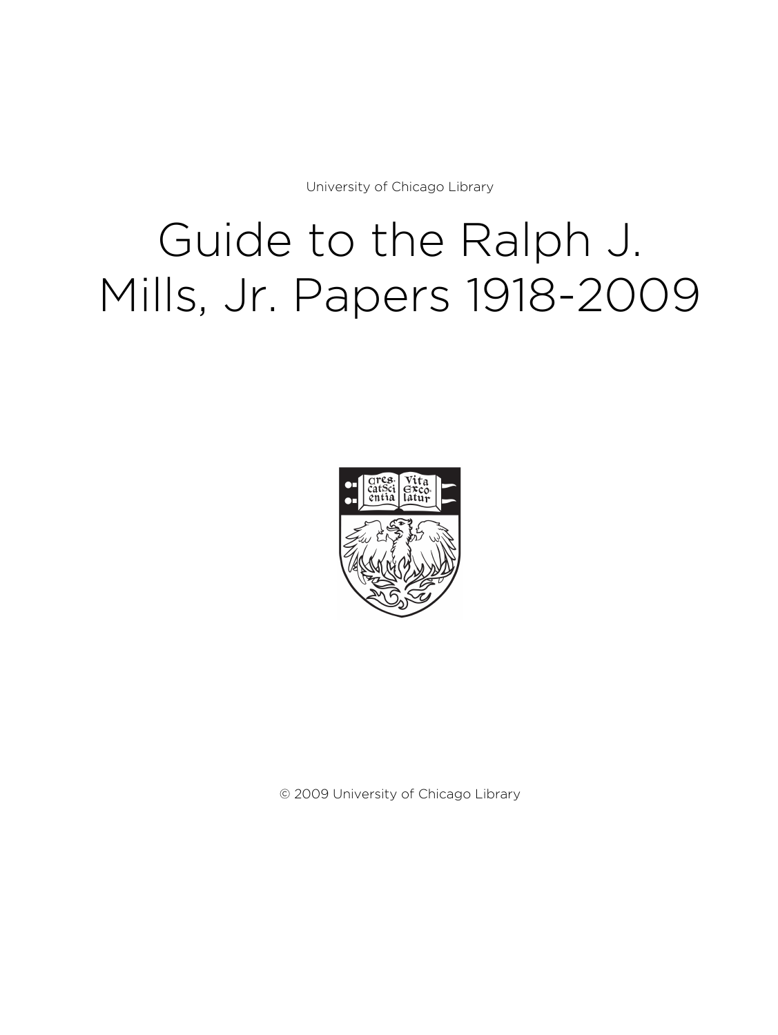University of Chicago Library

# Guide to the Ralph J. Mills, Jr. Papers 1918-2009

© 2009 University of Chicago Library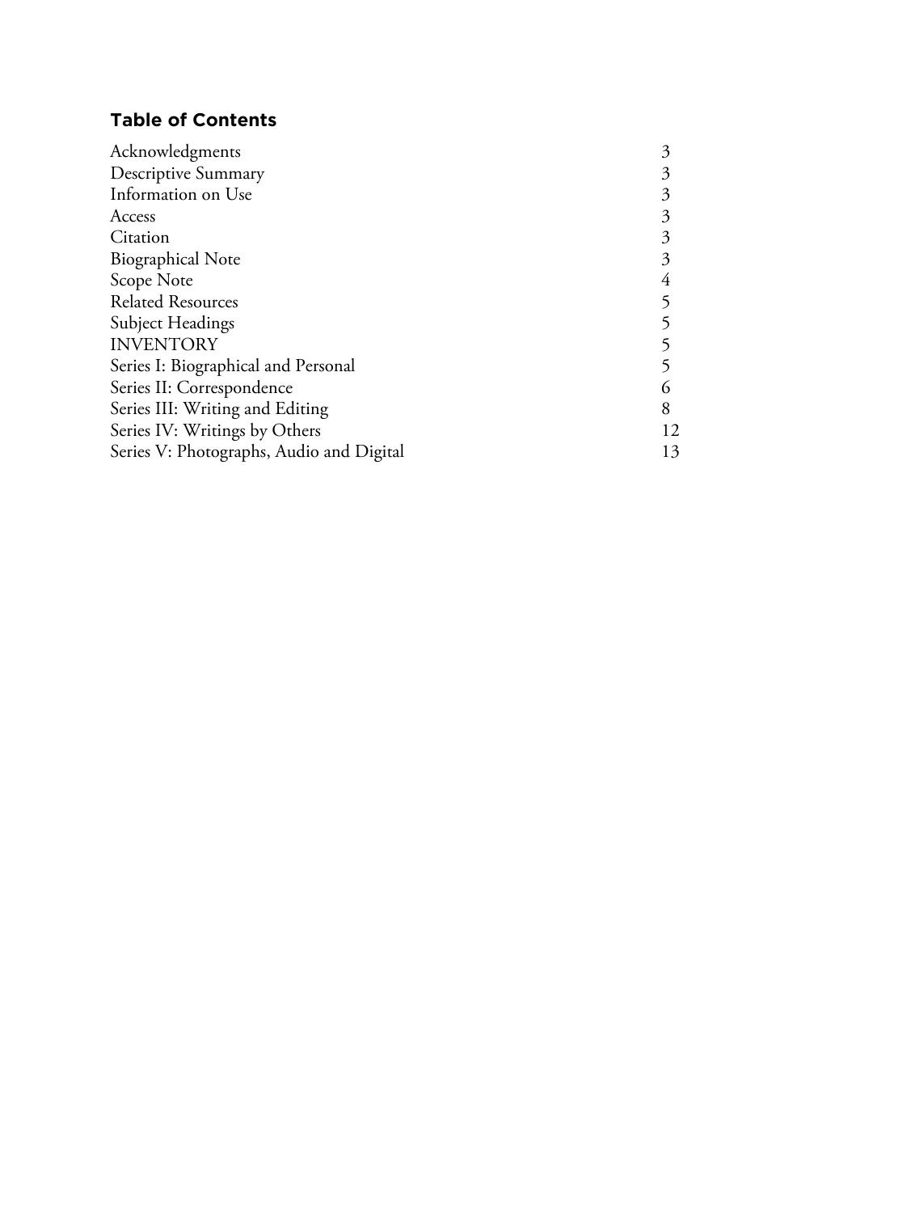## Table of Contents

| | |
|---|---|
| Acknowledgments | 3 |
| Descriptive Summary | 3 |
| Information on Use | 3 |
| Access | 3 |
| Citation | 3 |
| Biographical Note | 3 |
| Scope Note | 4 |
| Related Resources | 5 |
| Subject Headings | 5 |
| INVENTORY | 5 |
| Series I: Biographical and Personal | 5 |
| Series II: Correspondence | 6 |
| Series III: Writing and Editing | 8 |
| Series IV: Writings by Others | 12 |
| Series V: Photographs, Audio and Digital | 13 |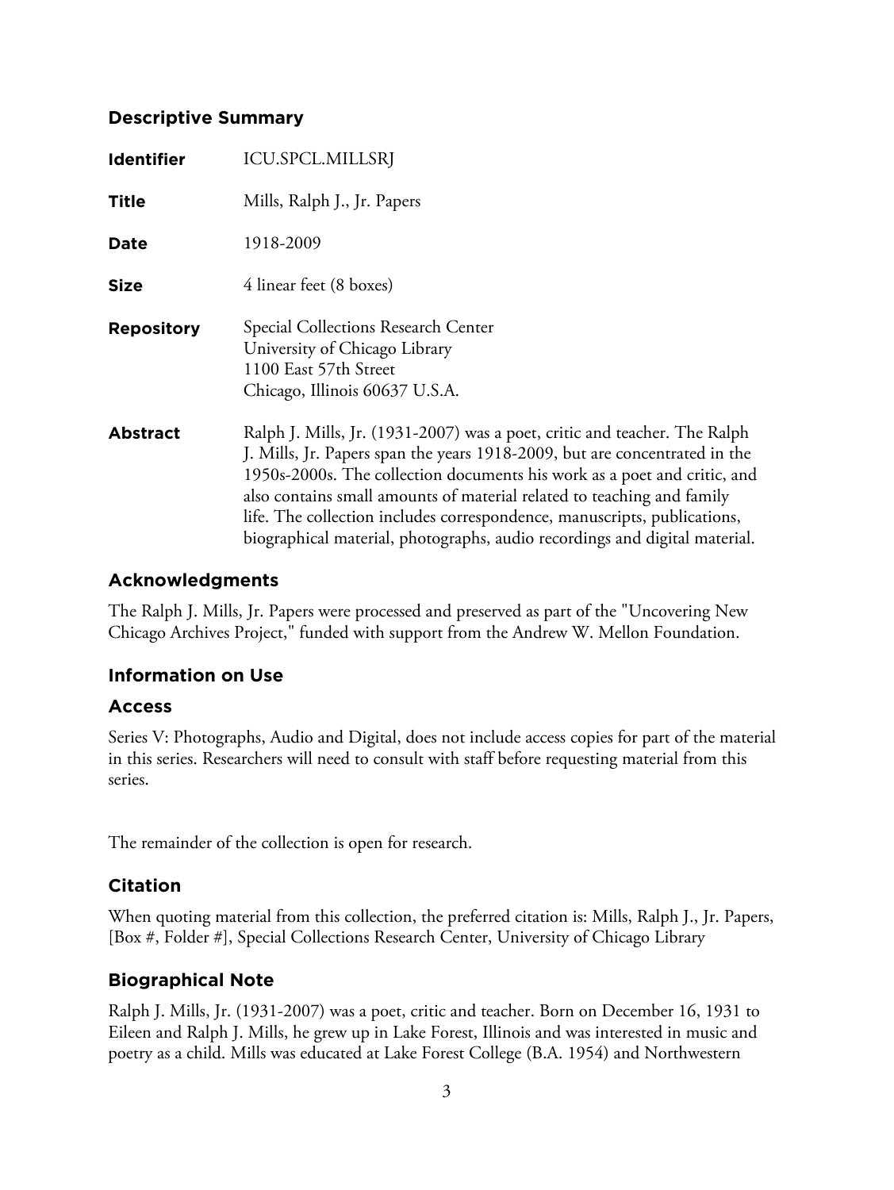## Descriptive Summary

| | |
|---|---|
| **Identifier** | ICU.SPCL.MILLSRJ |
| **Title** | Mills, Ralph J., Jr. Papers |
| **Date** | 1918-2009 |
| **Size** | 4 linear feet (8 boxes) |
| **Repository** | Special Collections Research Center<br>University of Chicago Library<br>1100 East 57th Street<br>Chicago, Illinois 60637 U.S.A. |
| **Abstract** | Ralph J. Mills, Jr. (1931-2007) was a poet, critic and teacher. The Ralph J. Mills, Jr. Papers span the years 1918-2009, but are concentrated in the 1950s-2000s. The collection documents his work as a poet and critic, and also contains small amounts of material related to teaching and family life. The collection includes correspondence, manuscripts, publications, biographical material, photographs, audio recordings and digital material. |

## Acknowledgments

The Ralph J. Mills, Jr. Papers were processed and preserved as part of the "Uncovering New Chicago Archives Project," funded with support from the Andrew W. Mellon Foundation.

## Information on Use

### Access

Series V: Photographs, Audio and Digital, does not include access copies for part of the material in this series. Researchers will need to consult with staff before requesting material from this series.

The remainder of the collection is open for research.

### Citation

When quoting material from this collection, the preferred citation is: Mills, Ralph J., Jr. Papers, [Box #, Folder #], Special Collections Research Center, University of Chicago Library

## Biographical Note

Ralph J. Mills, Jr. (1931-2007) was a poet, critic and teacher. Born on December 16, 1931 to Eileen and Ralph J. Mills, he grew up in Lake Forest, Illinois and was interested in music and poetry as a child. Mills was educated at Lake Forest College (B.A. 1954) and Northwestern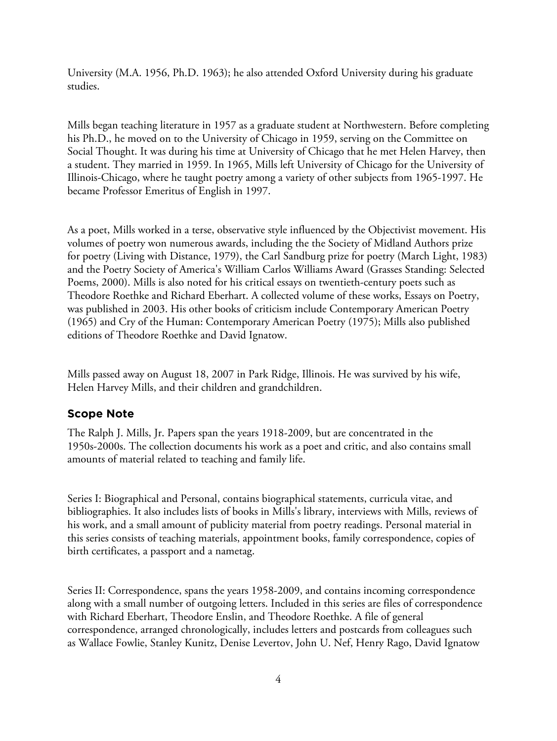University (M.A. 1956, Ph.D. 1963); he also attended Oxford University during his graduate studies.

Mills began teaching literature in 1957 as a graduate student at Northwestern. Before completing his Ph.D., he moved on to the University of Chicago in 1959, serving on the Committee on Social Thought. It was during his time at University of Chicago that he met Helen Harvey, then a student. They married in 1959. In 1965, Mills left University of Chicago for the University of Illinois-Chicago, where he taught poetry among a variety of other subjects from 1965-1997. He became Professor Emeritus of English in 1997.

As a poet, Mills worked in a terse, observative style influenced by the Objectivist movement. His volumes of poetry won numerous awards, including the the Society of Midland Authors prize for poetry (Living with Distance, 1979), the Carl Sandburg prize for poetry (March Light, 1983) and the Poetry Society of America's William Carlos Williams Award (Grasses Standing: Selected Poems, 2000). Mills is also noted for his critical essays on twentieth-century poets such as Theodore Roethke and Richard Eberhart. A collected volume of these works, Essays on Poetry, was published in 2003. His other books of criticism include Contemporary American Poetry (1965) and Cry of the Human: Contemporary American Poetry (1975); Mills also published editions of Theodore Roethke and David Ignatow.

Mills passed away on August 18, 2007 in Park Ridge, Illinois. He was survived by his wife, Helen Harvey Mills, and their children and grandchildren.

## Scope Note

The Ralph J. Mills, Jr. Papers span the years 1918-2009, but are concentrated in the 1950s-2000s. The collection documents his work as a poet and critic, and also contains small amounts of material related to teaching and family life.

Series I: Biographical and Personal, contains biographical statements, curricula vitae, and bibliographies. It also includes lists of books in Mills's library, interviews with Mills, reviews of his work, and a small amount of publicity material from poetry readings. Personal material in this series consists of teaching materials, appointment books, family correspondence, copies of birth certificates, a passport and a nametag.

Series II: Correspondence, spans the years 1958-2009, and contains incoming correspondence along with a small number of outgoing letters. Included in this series are files of correspondence with Richard Eberhart, Theodore Enslin, and Theodore Roethke. A file of general correspondence, arranged chronologically, includes letters and postcards from colleagues such as Wallace Fowlie, Stanley Kunitz, Denise Levertov, John U. Nef, Henry Rago, David Ignatow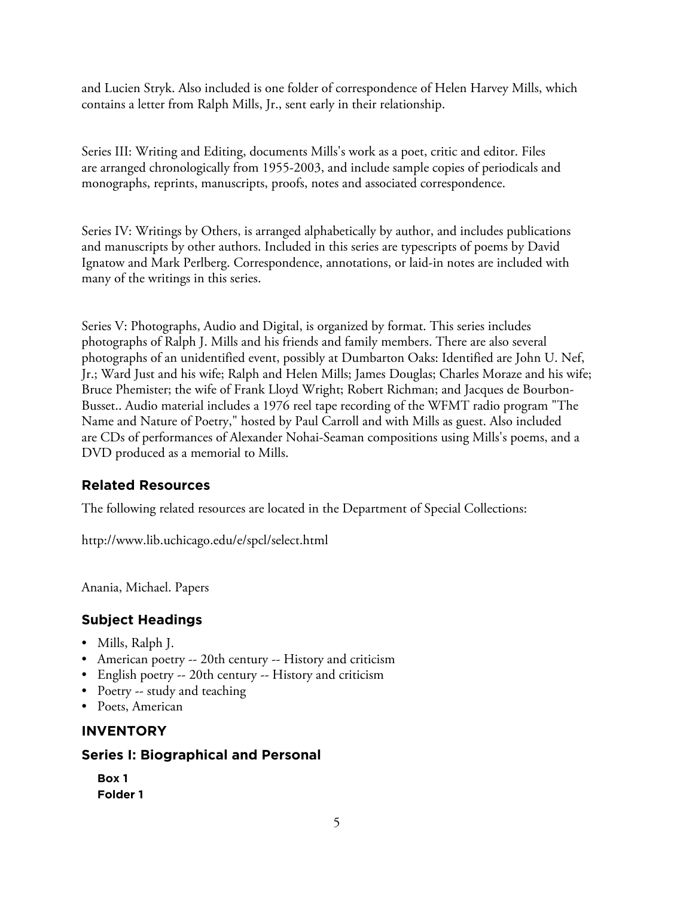and Lucien Stryk. Also included is one folder of correspondence of Helen Harvey Mills, which contains a letter from Ralph Mills, Jr., sent early in their relationship.

Series III: Writing and Editing, documents Mills's work as a poet, critic and editor. Files are arranged chronologically from 1955-2003, and include sample copies of periodicals and monographs, reprints, manuscripts, proofs, notes and associated correspondence.

Series IV: Writings by Others, is arranged alphabetically by author, and includes publications and manuscripts by other authors. Included in this series are typescripts of poems by David Ignatow and Mark Perlberg. Correspondence, annotations, or laid-in notes are included with many of the writings in this series.

Series V: Photographs, Audio and Digital, is organized by format. This series includes photographs of Ralph J. Mills and his friends and family members. There are also several photographs of an unidentified event, possibly at Dumbarton Oaks: Identified are John U. Nef, Jr.; Ward Just and his wife; Ralph and Helen Mills; James Douglas; Charles Moraze and his wife; Bruce Phemister; the wife of Frank Lloyd Wright; Robert Richman; and Jacques de Bourbon-Busset.. Audio material includes a 1976 reel tape recording of the WFMT radio program "The Name and Nature of Poetry," hosted by Paul Carroll and with Mills as guest. Also included are CDs of performances of Alexander Nohai-Seaman compositions using Mills's poems, and a DVD produced as a memorial to Mills.

## Related Resources

The following related resources are located in the Department of Special Collections:

http://www.lib.uchicago.edu/e/spcl/select.html

Anania, Michael. Papers

## Subject Headings

- Mills, Ralph J.
- American poetry -- 20th century -- History and criticism
- English poetry -- 20th century -- History and criticism
- Poetry -- study and teaching
- Poets, American

## INVENTORY

## Series I: Biographical and Personal

**Box 1**
**Folder 1**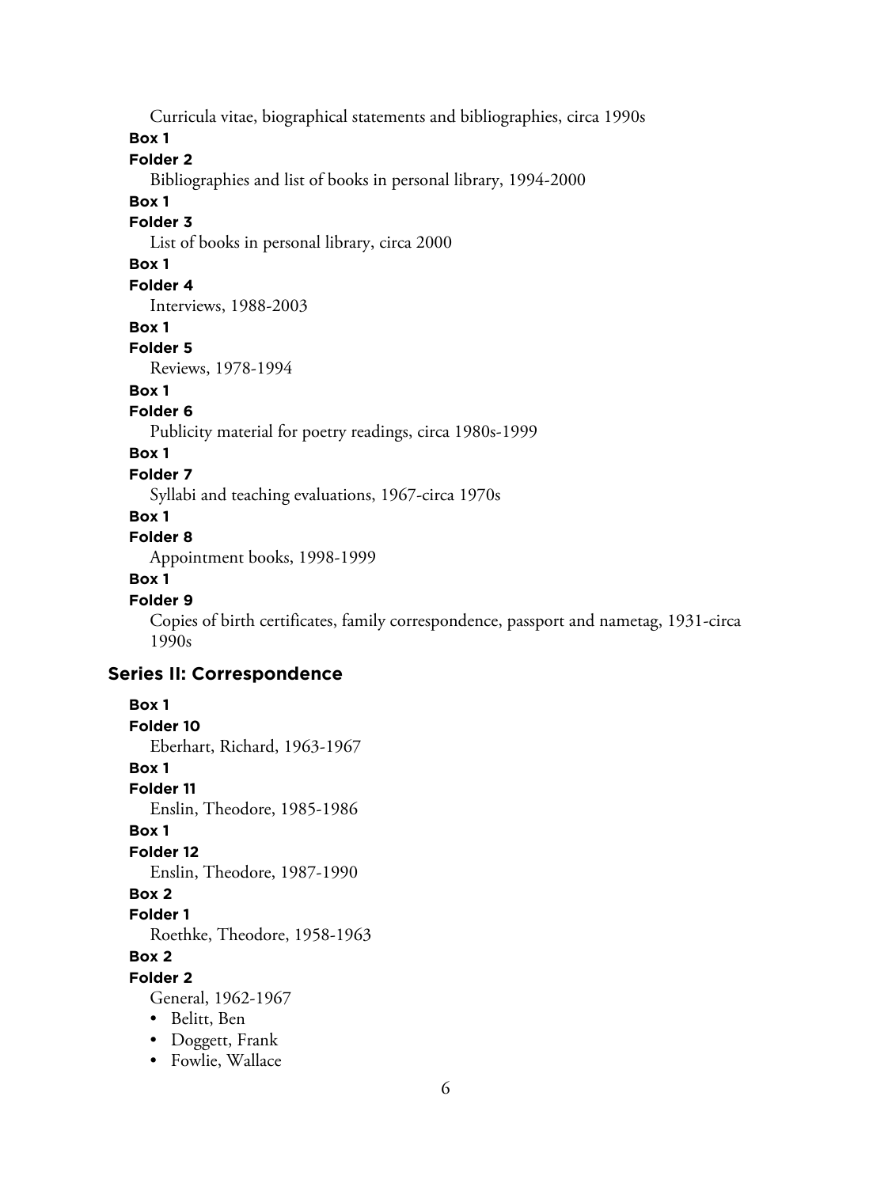Curricula vitae, biographical statements and bibliographies, circa 1990s

**Box 1**

**Folder 2**

Bibliographies and list of books in personal library, 1994-2000

**Box 1**

**Folder 3**

List of books in personal library, circa 2000

**Box 1**

**Folder 4**

Interviews, 1988-2003

**Box 1**

**Folder 5**

Reviews, 1978-1994

**Box 1**

**Folder 6**

Publicity material for poetry readings, circa 1980s-1999

**Box 1**

**Folder 7**

Syllabi and teaching evaluations, 1967-circa 1970s

**Box 1**

**Folder 8**

Appointment books, 1998-1999

**Box 1**

**Folder 9**

Copies of birth certificates, family correspondence, passport and nametag, 1931-circa 1990s

## Series II: Correspondence

**Box 1**

**Folder 10**

Eberhart, Richard, 1963-1967

**Box 1**

**Folder 11**

Enslin, Theodore, 1985-1986

**Box 1**

**Folder 12**

Enslin, Theodore, 1987-1990

**Box 2**

**Folder 1**

Roethke, Theodore, 1958-1963

**Box 2**

**Folder 2**

General, 1962-1967

- Belitt, Ben
- Doggett, Frank
- Fowlie, Wallace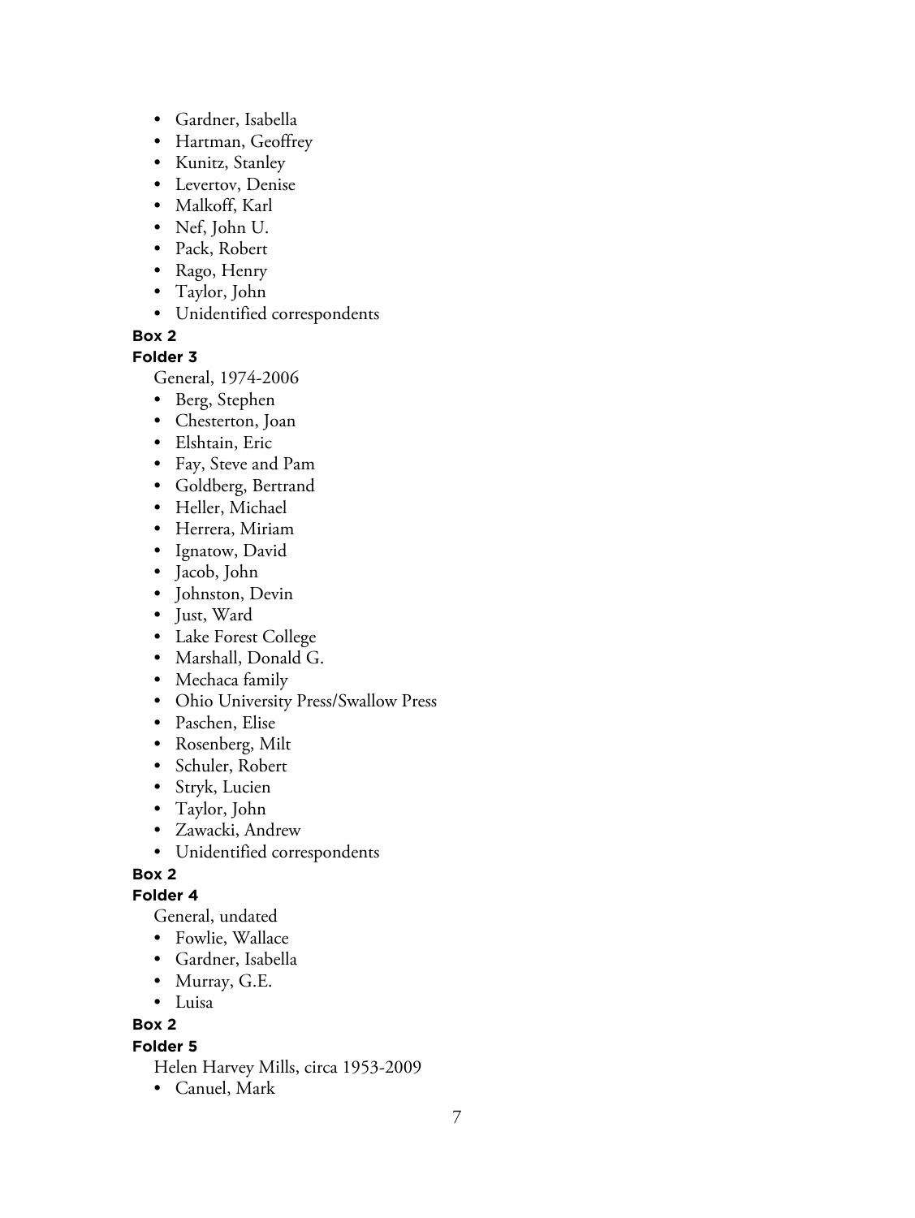- Gardner, Isabella
- Hartman, Geoffrey
- Kunitz, Stanley
- Levertov, Denise
- Malkoff, Karl
- Nef, John U.
- Pack, Robert
- Rago, Henry
- Taylor, John
- Unidentified correspondents

**Box 2**

**Folder 3**

General, 1974-2006

- Berg, Stephen
- Chesterton, Joan
- Elshtain, Eric
- Fay, Steve and Pam
- Goldberg, Bertrand
- Heller, Michael
- Herrera, Miriam
- Ignatow, David
- Jacob, John
- Johnston, Devin
- Just, Ward
- Lake Forest College
- Marshall, Donald G.
- Mechaca family
- Ohio University Press/Swallow Press
- Paschen, Elise
- Rosenberg, Milt
- Schuler, Robert
- Stryk, Lucien
- Taylor, John
- Zawacki, Andrew
- Unidentified correspondents

**Box 2**

**Folder 4**

General, undated

- Fowlie, Wallace
- Gardner, Isabella
- Murray, G.E.
- Luisa

**Box 2**

**Folder 5**

Helen Harvey Mills, circa 1953-2009

- Canuel, Mark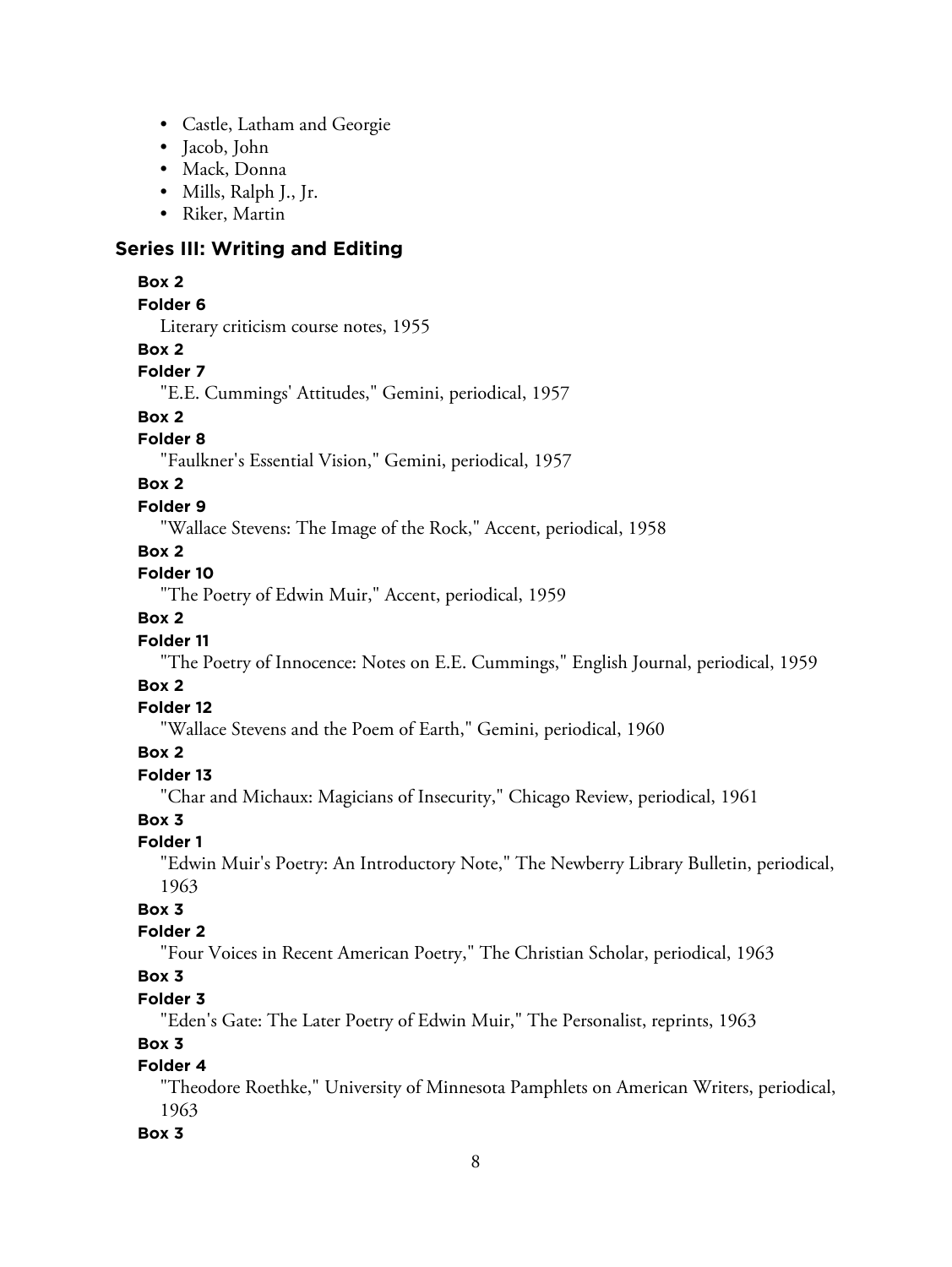- Castle, Latham and Georgie
- Jacob, John
- Mack, Donna
- Mills, Ralph J., Jr.
- Riker, Martin

## Series III: Writing and Editing

**Box 2**

**Folder 6**

Literary criticism course notes, 1955

**Box 2**

**Folder 7**

"E.E. Cummings' Attitudes," Gemini, periodical, 1957

**Box 2**

**Folder 8**

"Faulkner's Essential Vision," Gemini, periodical, 1957

**Box 2**

**Folder 9**

"Wallace Stevens: The Image of the Rock," Accent, periodical, 1958

**Box 2**

**Folder 10**

"The Poetry of Edwin Muir," Accent, periodical, 1959

**Box 2**

**Folder 11**

"The Poetry of Innocence: Notes on E.E. Cummings," English Journal, periodical, 1959

**Box 2**

**Folder 12**

"Wallace Stevens and the Poem of Earth," Gemini, periodical, 1960

**Box 2**

**Folder 13**

"Char and Michaux: Magicians of Insecurity," Chicago Review, periodical, 1961

**Box 3**

**Folder 1**

"Edwin Muir's Poetry: An Introductory Note," The Newberry Library Bulletin, periodical, 1963

**Box 3**

**Folder 2**

"Four Voices in Recent American Poetry," The Christian Scholar, periodical, 1963

**Box 3**

**Folder 3**

"Eden's Gate: The Later Poetry of Edwin Muir," The Personalist, reprints, 1963

**Box 3**

**Folder 4**

"Theodore Roethke," University of Minnesota Pamphlets on American Writers, periodical, 1963

**Box 3**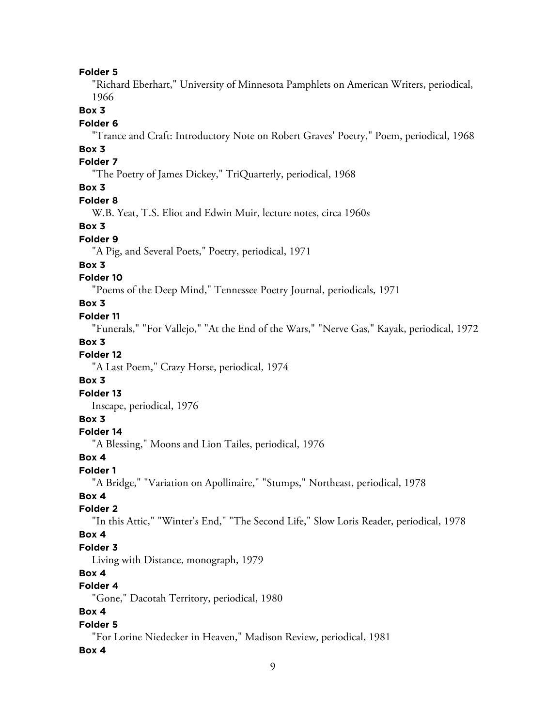**Folder 5**

"Richard Eberhart," University of Minnesota Pamphlets on American Writers, periodical, 1966

**Box 3**

**Folder 6**

"Trance and Craft: Introductory Note on Robert Graves' Poetry," Poem, periodical, 1968

**Box 3**

**Folder 7**

"The Poetry of James Dickey," TriQuarterly, periodical, 1968

**Box 3**

**Folder 8**

W.B. Yeat, T.S. Eliot and Edwin Muir, lecture notes, circa 1960s

**Box 3**

**Folder 9**

"A Pig, and Several Poets," Poetry, periodical, 1971

**Box 3**

**Folder 10**

"Poems of the Deep Mind," Tennessee Poetry Journal, periodicals, 1971

**Box 3**

**Folder 11**

"Funerals," "For Vallejo," "At the End of the Wars," "Nerve Gas," Kayak, periodical, 1972

**Box 3**

**Folder 12**

"A Last Poem," Crazy Horse, periodical, 1974

**Box 3**

**Folder 13**

Inscape, periodical, 1976

**Box 3**

**Folder 14**

"A Blessing," Moons and Lion Tailes, periodical, 1976

**Box 4**

**Folder 1**

"A Bridge," "Variation on Apollinaire," "Stumps," Northeast, periodical, 1978

**Box 4**

**Folder 2**

"In this Attic," "Winter's End," "The Second Life," Slow Loris Reader, periodical, 1978

**Box 4**

**Folder 3**

Living with Distance, monograph, 1979

**Box 4**

**Folder 4**

"Gone," Dacotah Territory, periodical, 1980

**Box 4**

**Folder 5**

"For Lorine Niedecker in Heaven," Madison Review, periodical, 1981

**Box 4**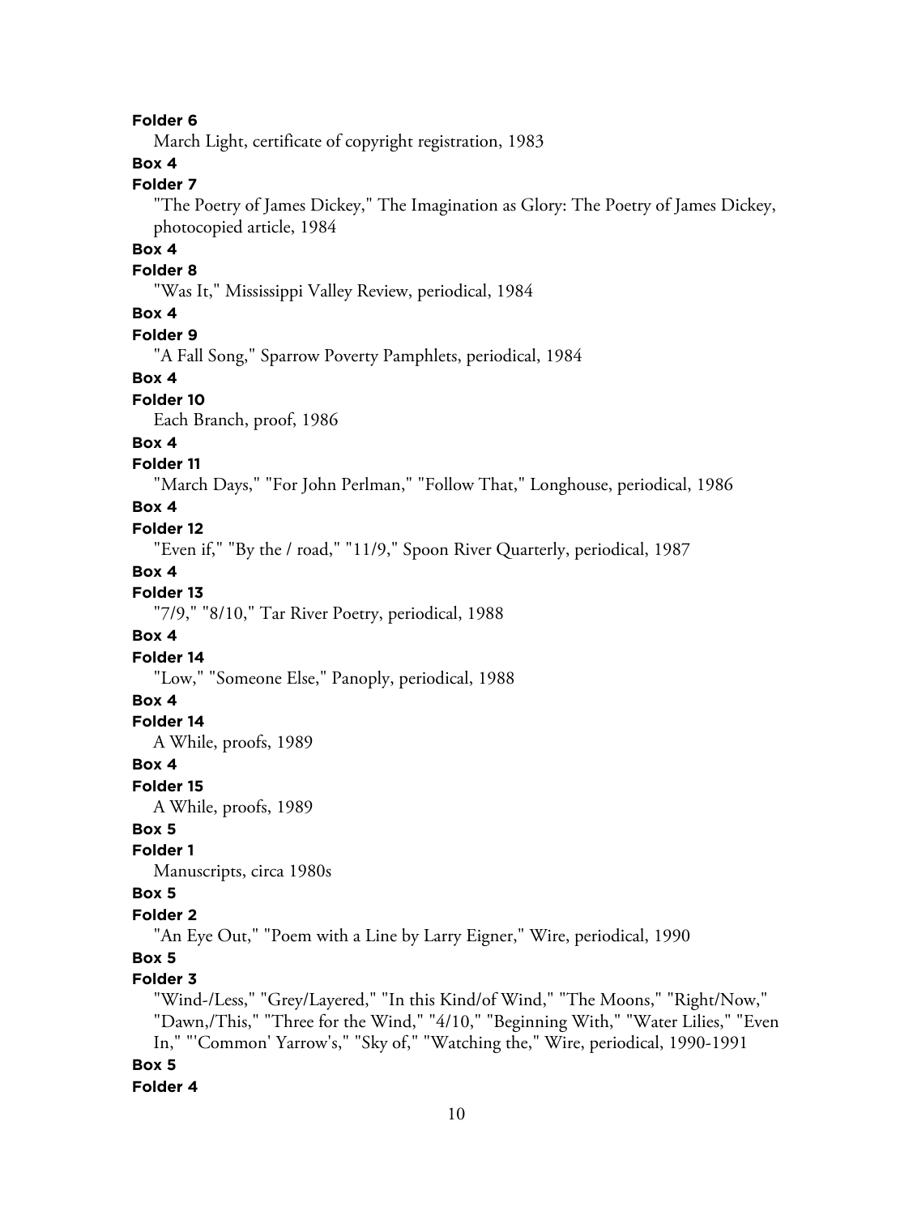**Folder 6**

March Light, certificate of copyright registration, 1983

**Box 4**

**Folder 7**

"The Poetry of James Dickey," The Imagination as Glory: The Poetry of James Dickey, photocopied article, 1984

**Box 4**

**Folder 8**

"Was It," Mississippi Valley Review, periodical, 1984

**Box 4**

**Folder 9**

"A Fall Song," Sparrow Poverty Pamphlets, periodical, 1984

**Box 4**

**Folder 10**

Each Branch, proof, 1986

**Box 4**

**Folder 11**

"March Days," "For John Perlman," "Follow That," Longhouse, periodical, 1986

**Box 4**

**Folder 12**

"Even if," "By the / road," "11/9," Spoon River Quarterly, periodical, 1987

**Box 4**

**Folder 13**

"7/9," "8/10," Tar River Poetry, periodical, 1988

**Box 4**

**Folder 14**

"Low," "Someone Else," Panoply, periodical, 1988

**Box 4**

**Folder 14**

A While, proofs, 1989

**Box 4**

**Folder 15**

A While, proofs, 1989

**Box 5**

**Folder 1**

Manuscripts, circa 1980s

**Box 5**

**Folder 2**

"An Eye Out," "Poem with a Line by Larry Eigner," Wire, periodical, 1990

**Box 5**

**Folder 3**

"Wind-/Less," "Grey/Layered," "In this Kind/of Wind," "The Moons," "Right/Now," "Dawn,/This," "Three for the Wind," "4/10," "Beginning With," "Water Lilies," "Even In," "'Common' Yarrow's," "Sky of," "Watching the," Wire, periodical, 1990-1991

**Box 5**

**Folder 4**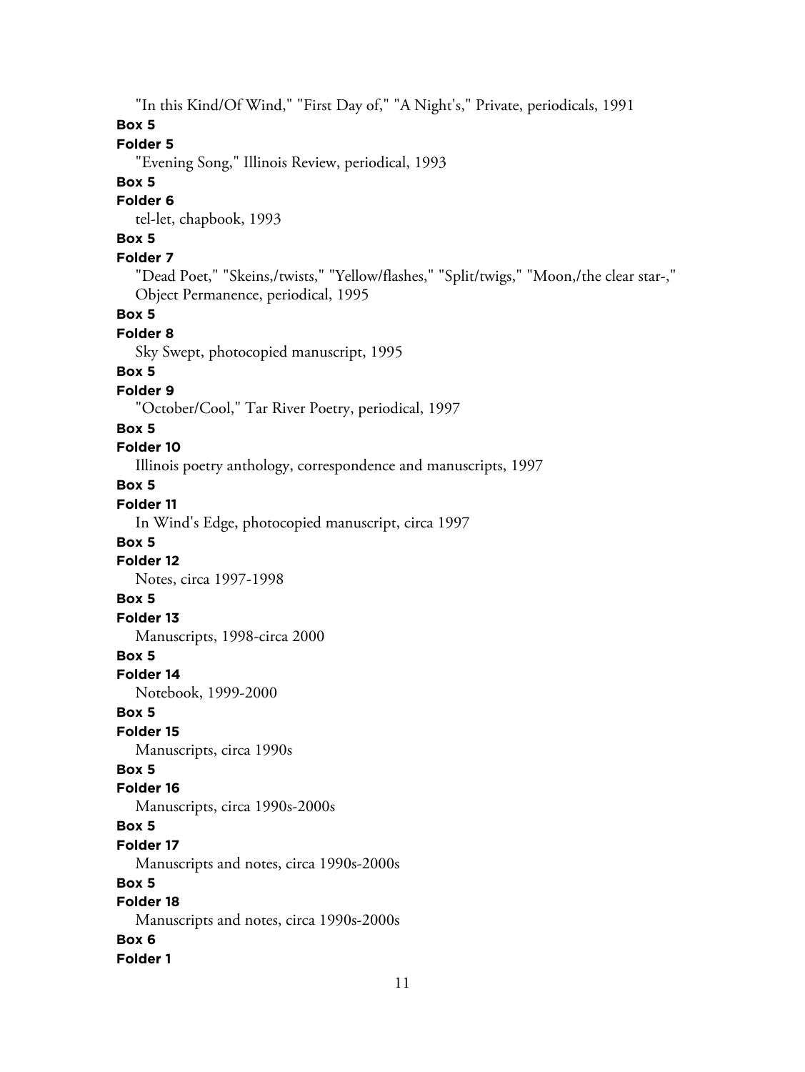"In this Kind/Of Wind," "First Day of," "A Night's," Private, periodicals, 1991

**Box 5**

**Folder 5**

"Evening Song," Illinois Review, periodical, 1993

**Box 5**

**Folder 6**

tel-let, chapbook, 1993

**Box 5**

**Folder 7**

"Dead Poet," "Skeins,/twists," "Yellow/flashes," "Split/twigs," "Moon,/the clear star-," Object Permanence, periodical, 1995

**Box 5**

**Folder 8**

Sky Swept, photocopied manuscript, 1995

**Box 5**

**Folder 9**

"October/Cool," Tar River Poetry, periodical, 1997

**Box 5**

**Folder 10**

Illinois poetry anthology, correspondence and manuscripts, 1997

**Box 5**

**Folder 11**

In Wind's Edge, photocopied manuscript, circa 1997

**Box 5**

**Folder 12**

Notes, circa 1997-1998

**Box 5**

**Folder 13**

Manuscripts, 1998-circa 2000

**Box 5**

**Folder 14**

Notebook, 1999-2000

**Box 5**

**Folder 15**

Manuscripts, circa 1990s

**Box 5**

**Folder 16**

Manuscripts, circa 1990s-2000s

**Box 5**

**Folder 17**

Manuscripts and notes, circa 1990s-2000s

**Box 5**

**Folder 18**

Manuscripts and notes, circa 1990s-2000s

**Box 6**

**Folder 1**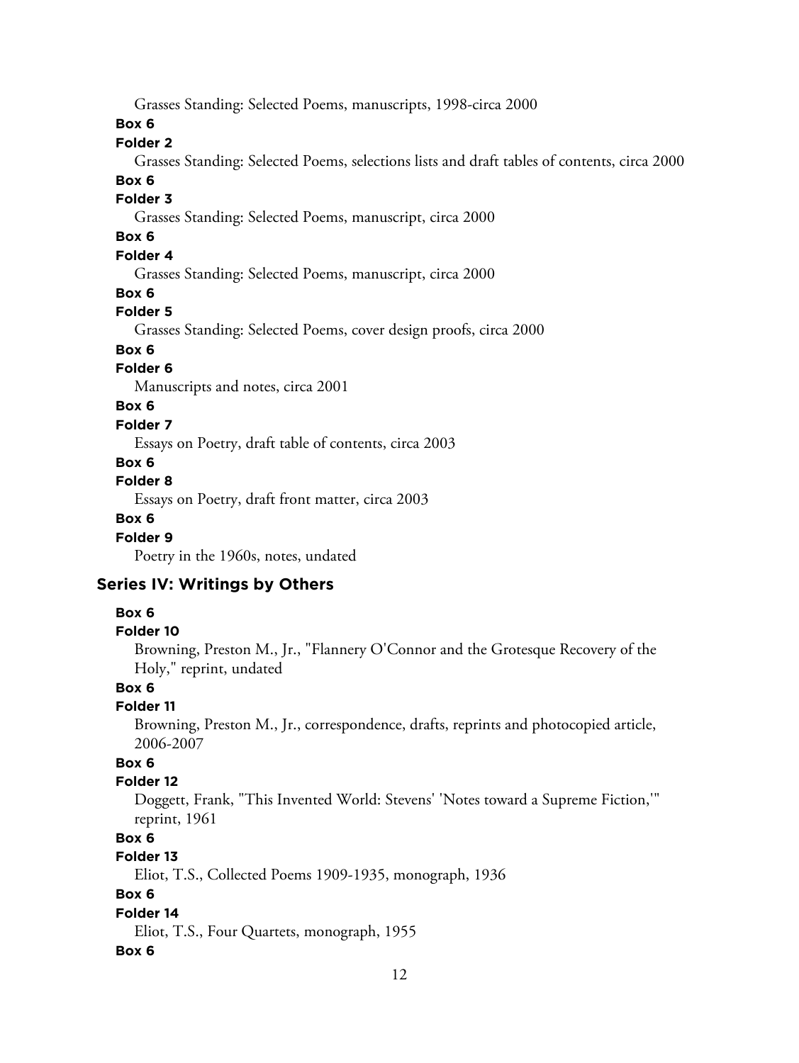Grasses Standing: Selected Poems, manuscripts, 1998-circa 2000

**Box 6**

**Folder 2**

Grasses Standing: Selected Poems, selections lists and draft tables of contents, circa 2000

**Box 6**

**Folder 3**

Grasses Standing: Selected Poems, manuscript, circa 2000

**Box 6**

**Folder 4**

Grasses Standing: Selected Poems, manuscript, circa 2000

**Box 6**

**Folder 5**

Grasses Standing: Selected Poems, cover design proofs, circa 2000

**Box 6**

**Folder 6**

Manuscripts and notes, circa 2001

**Box 6**

**Folder 7**

Essays on Poetry, draft table of contents, circa 2003

**Box 6**

**Folder 8**

Essays on Poetry, draft front matter, circa 2003

**Box 6**

**Folder 9**

Poetry in the 1960s, notes, undated

## Series IV: Writings by Others

**Box 6**

**Folder 10**

Browning, Preston M., Jr., "Flannery O'Connor and the Grotesque Recovery of the Holy," reprint, undated

**Box 6**

**Folder 11**

Browning, Preston M., Jr., correspondence, drafts, reprints and photocopied article, 2006-2007

**Box 6**

**Folder 12**

Doggett, Frank, "This Invented World: Stevens' 'Notes toward a Supreme Fiction,'" reprint, 1961

**Box 6**

**Folder 13**

Eliot, T.S., Collected Poems 1909-1935, monograph, 1936

**Box 6**

**Folder 14**

Eliot, T.S., Four Quartets, monograph, 1955

**Box 6**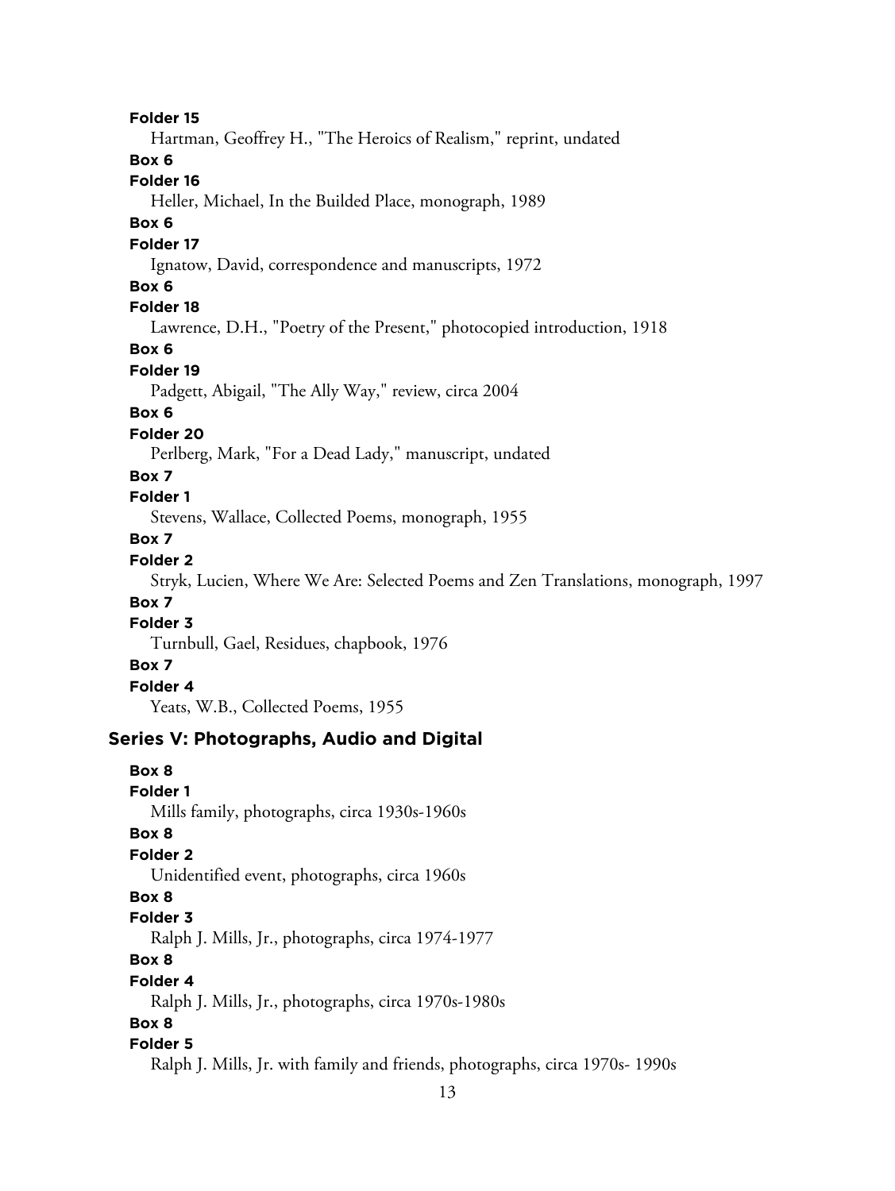**Folder 15**
Hartman, Geoffrey H., "The Heroics of Realism," reprint, undated

**Box 6**
**Folder 16**
Heller, Michael, In the Builded Place, monograph, 1989

**Box 6**
**Folder 17**
Ignatow, David, correspondence and manuscripts, 1972

**Box 6**
**Folder 18**
Lawrence, D.H., "Poetry of the Present," photocopied introduction, 1918

**Box 6**
**Folder 19**
Padgett, Abigail, "The Ally Way," review, circa 2004

**Box 6**
**Folder 20**
Perlberg, Mark, "For a Dead Lady," manuscript, undated

**Box 7**
**Folder 1**
Stevens, Wallace, Collected Poems, monograph, 1955

**Box 7**
**Folder 2**
Stryk, Lucien, Where We Are: Selected Poems and Zen Translations, monograph, 1997

**Box 7**
**Folder 3**
Turnbull, Gael, Residues, chapbook, 1976

**Box 7**
**Folder 4**
Yeats, W.B., Collected Poems, 1955

## Series V: Photographs, Audio and Digital

**Box 8**
**Folder 1**
Mills family, photographs, circa 1930s-1960s

**Box 8**
**Folder 2**
Unidentified event, photographs, circa 1960s

**Box 8**
**Folder 3**
Ralph J. Mills, Jr., photographs, circa 1974-1977

**Box 8**
**Folder 4**
Ralph J. Mills, Jr., photographs, circa 1970s-1980s

**Box 8**
**Folder 5**
Ralph J. Mills, Jr. with family and friends, photographs, circa 1970s- 1990s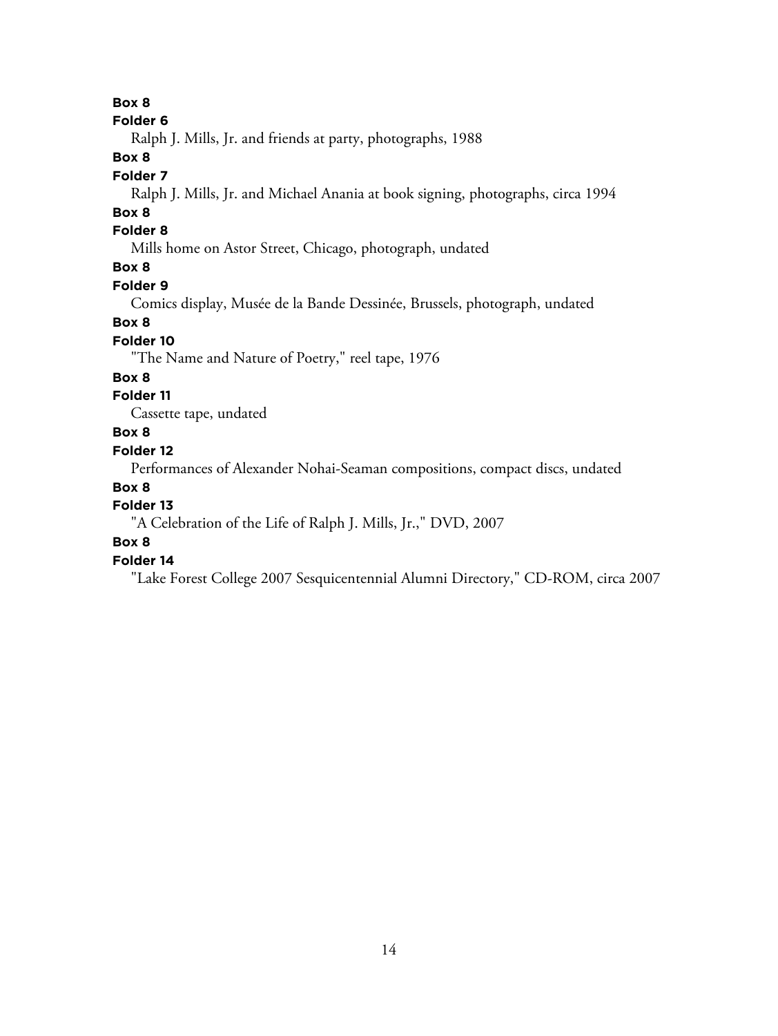**Box 8**
**Folder 6**
Ralph J. Mills, Jr. and friends at party, photographs, 1988

**Box 8**
**Folder 7**
Ralph J. Mills, Jr. and Michael Anania at book signing, photographs, circa 1994

**Box 8**
**Folder 8**
Mills home on Astor Street, Chicago, photograph, undated

**Box 8**
**Folder 9**
Comics display, Musée de la Bande Dessinée, Brussels, photograph, undated

**Box 8**
**Folder 10**
"The Name and Nature of Poetry," reel tape, 1976

**Box 8**
**Folder 11**
Cassette tape, undated

**Box 8**
**Folder 12**
Performances of Alexander Nohai-Seaman compositions, compact discs, undated

**Box 8**
**Folder 13**
"A Celebration of the Life of Ralph J. Mills, Jr.," DVD, 2007

**Box 8**
**Folder 14**
"Lake Forest College 2007 Sesquicentennial Alumni Directory," CD-ROM, circa 2007